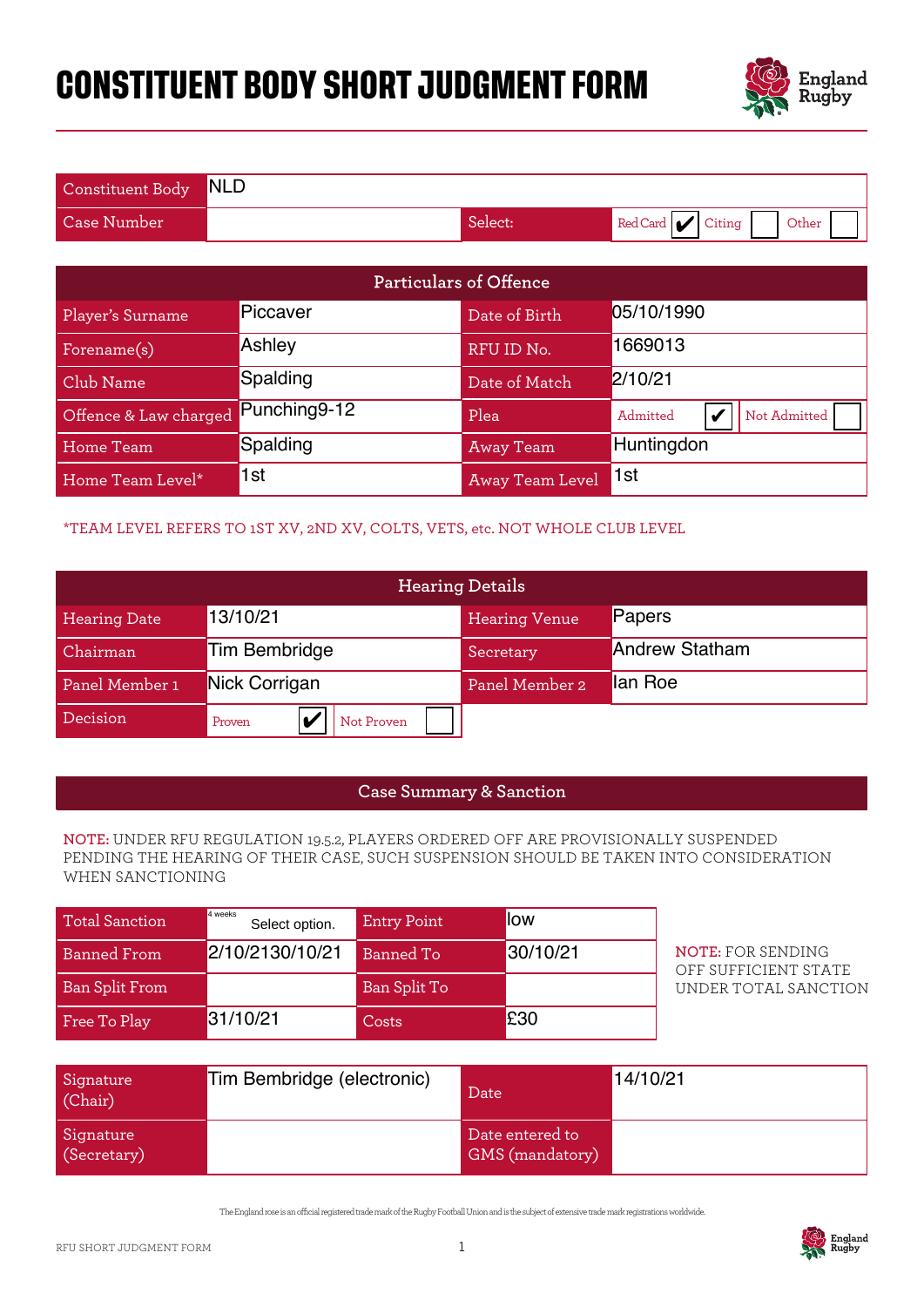# CONSTITUENT BODY SHORT JUDGMENT FORM

| Constituent Body | NLD | | |
|---|---|---|---|
| Case Number | | Select: | Red Card ✔ Citing ☐ Other ☐ |

| Particulars of Offence | | | |
|---|---|---|---|
| Player's Surname | Piccaver | Date of Birth | 05/10/1990 |
| Forename(s) | Ashley | RFU ID No. | 1669013 |
| Club Name | Spalding | Date of Match | 2/10/21 |
| Offence & Law charged | Punching9-12 | Plea | Admitted ✔ Not Admitted ☐ |
| Home Team | Spalding | Away Team | Huntingdon |
| Home Team Level* | 1st | Away Team Level | 1st |

*TEAM LEVEL REFERS TO 1ST XV, 2ND XV, COLTS, VETS, etc. NOT WHOLE CLUB LEVEL

| Hearing Details | | | |
|---|---|---|---|
| Hearing Date | 13/10/21 | Hearing Venue | Papers |
| Chairman | Tim Bembridge | Secretary | Andrew Statham |
| Panel Member 1 | Nick Corrigan | Panel Member 2 | Ian Roe |
| Decision | Proven ✔ Not Proven ☐ | | |

## Case Summary & Sanction

**NOTE:** UNDER RFU REGULATION 19.5.2, PLAYERS ORDERED OFF ARE PROVISIONALLY SUSPENDED PENDING THE HEARING OF THEIR CASE, SUCH SUSPENSION SHOULD BE TAKEN INTO CONSIDERATION WHEN SANCTIONING

| Total Sanction | 4 weeks Select option. | Entry Point | low |
|---|---|---|---|
| Banned From | 2/10/2130/10/21 | Banned To | 30/10/21 |
| Ban Split From | | Ban Split To | |
| Free To Play | 31/10/21 | Costs | £30 |

**NOTE:** FOR SENDING OFF SUFFICIENT STATE UNDER TOTAL SANCTION

| Signature (Chair) | Tim Bembridge (electronic) | Date | 14/10/21 |
|---|---|---|---|
| Signature (Secretary) | | Date entered to GMS (mandatory) | |

The England rose is an official registered trade mark of the Rugby Football Union and is the subject of extensive trade mark registrations worldwide.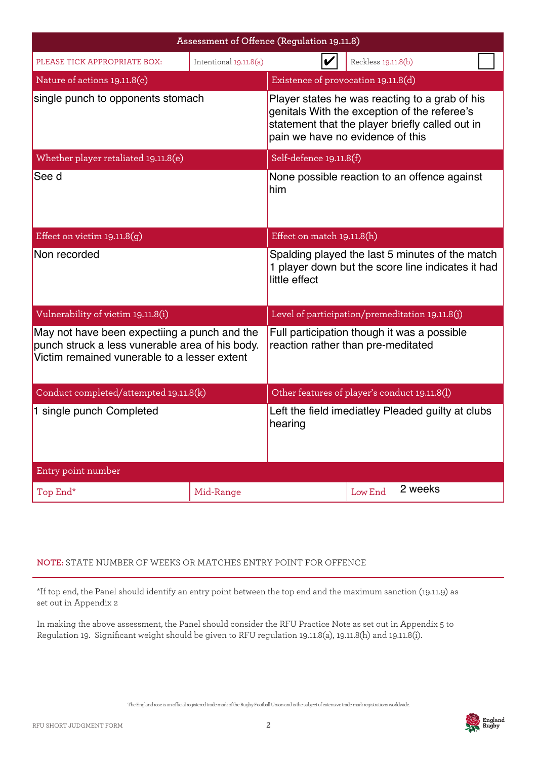## Assessment of Offence (Regulation 19.11.8)

| PLEASE TICK APPROPRIATE BOX: | Intentional 19.11.8(a) ✔ | Reckless 19.11.8(b) ☐ |
|---|---|---|

| Nature of actions 19.11.8(c) | Existence of provocation 19.11.8(d) |
|---|---|
| single punch to opponents stomach | Player states he was reacting to a grab of his genitals With the exception of the referee's statement that the player briefly called out in pain we have no evidence of this |
| **Whether player retaliated 19.11.8(e)** | **Self-defence 19.11.8(f)** |
| See d | None possible reaction to an offence against him |
| **Effect on victim 19.11.8(g)** | **Effect on match 19.11.8(h)** |
| Non recorded | Spalding played the last 5 minutes of the match 1 player down but the score line indicates it had little effect |
| **Vulnerability of victim 19.11.8(i)** | **Level of participation/premeditation 19.11.8(j)** |
| May not have been expectiing a punch and the punch struck a less vunerable area of his body. Victim remained vunerable to a lesser extent | Full participation though it was a possible reaction rather than pre-meditated |
| **Conduct completed/attempted 19.11.8(k)** | **Other features of player's conduct 19.11.8(l)** |
| 1 single punch Completed | Left the field imediatley Pleaded guilty at clubs hearing |

**Entry point number**

| Top End* | Mid-Range | Low End |
|---|---|---|
| | | 2 weeks |

**NOTE:** STATE NUMBER OF WEEKS OR MATCHES ENTRY POINT FOR OFFENCE

*If top end, the Panel should identify an entry point between the top end and the maximum sanction (19.11.9) as set out in Appendix 2

In making the above assessment, the Panel should consider the RFU Practice Note as set out in Appendix 5 to Regulation 19. Significant weight should be given to RFU regulation 19.11.8(a), 19.11.8(h) and 19.11.8(i).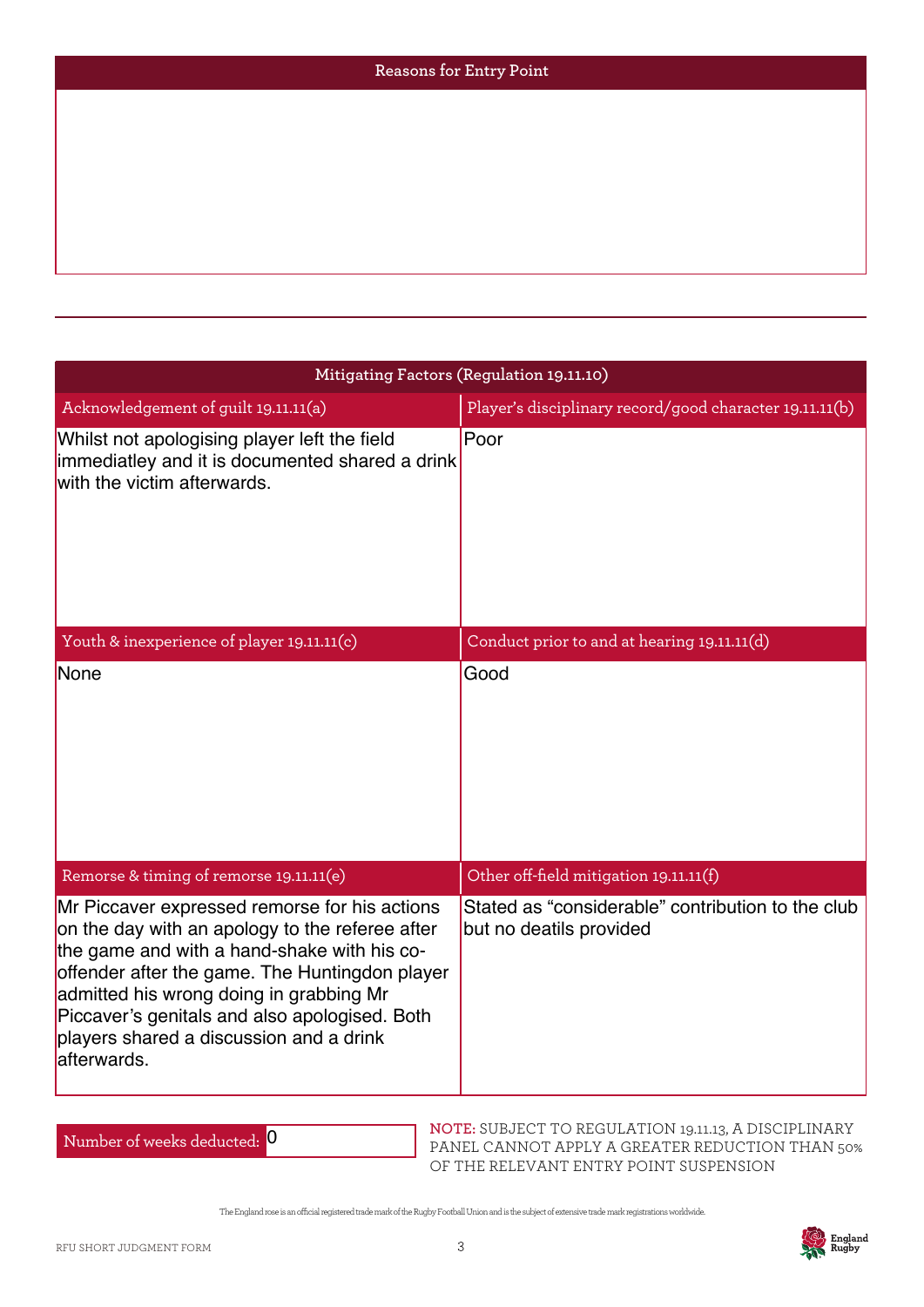## Reasons for Entry Point

## Mitigating Factors (Regulation 19.11.10)

| Acknowledgement of guilt 19.11.11(a) | Player's disciplinary record/good character 19.11.11(b) |
|---|---|
| Whilst not apologising player left the field immediatley and it is documented shared a drink with the victim afterwards. | Poor |
| **Youth & inexperience of player 19.11.11(c)** | **Conduct prior to and at hearing 19.11.11(d)** |
| None | Good |
| **Remorse & timing of remorse 19.11.11(e)** | **Other off-field mitigation 19.11.11(f)** |
| Mr Piccaver expressed remorse for his actions on the day with an apology to the referee after the game and with a hand-shake with his co-offender after the game. The Huntingdon player admitted his wrong doing in grabbing Mr Piccaver's genitals and also apologised. Both players shared a discussion and a drink afterwards. | Stated as "considerable" contribution to the club but no deatils provided |

Number of weeks deducted: 0

**NOTE:** SUBJECT TO REGULATION 19.11.13, A DISCIPLINARY PANEL CANNOT APPLY A GREATER REDUCTION THAN 50% OF THE RELEVANT ENTRY POINT SUSPENSION

The England rose is an official registered trade mark of the Rugby Football Union and is the subject of extensive trade mark registrations worldwide.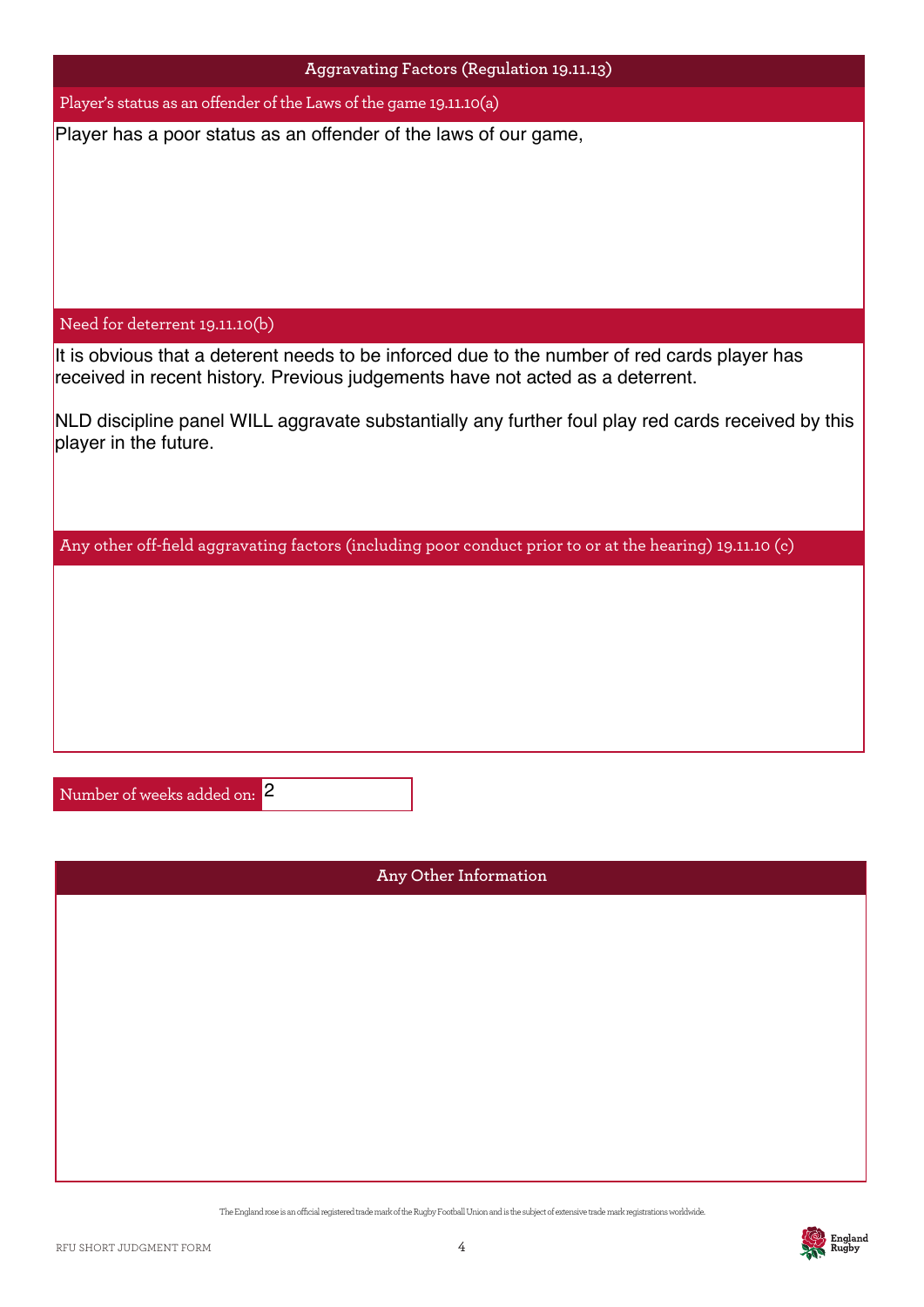## Aggravating Factors (Regulation 19.11.13)

### Player's status as an offender of the Laws of the game 19.11.10(a)

Player has a poor status as an offender of the laws of our game,

### Need for deterrent 19.11.10(b)

It is obvious that a deterent needs to be inforced due to the number of red cards player has received in recent history. Previous judgements have not acted as a deterrent.

NLD discipline panel WILL aggravate substantially any further foul play red cards received by this player in the future.

### Any other off-field aggravating factors (including poor conduct prior to or at the hearing) 19.11.10 (c)

Number of weeks added on: 2

## Any Other Information

The England rose is an official registered trade mark of the Rugby Football Union and is the subject of extensive trade mark registrations worldwide.